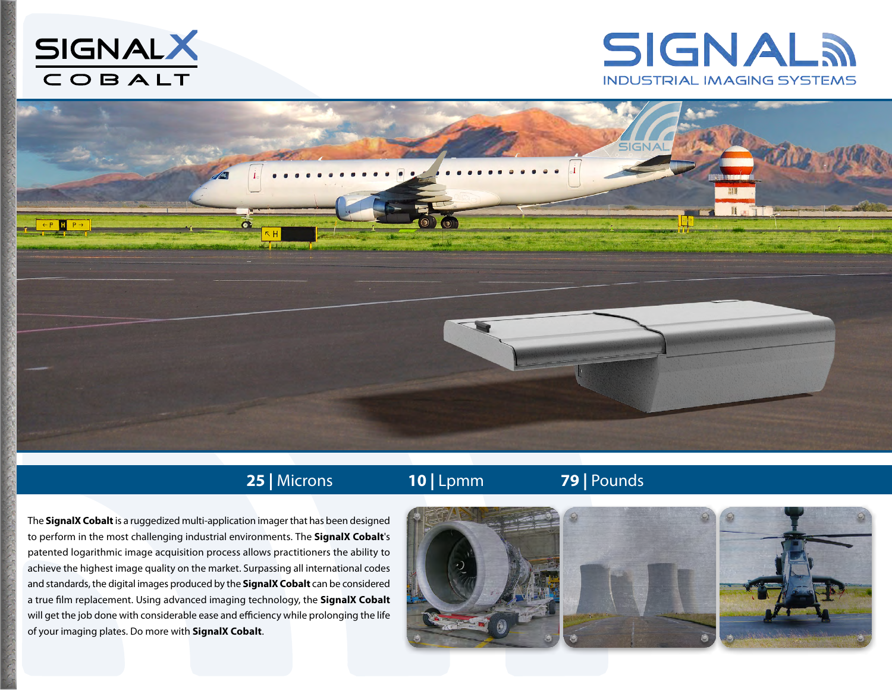# SIGNALX COBALT

SIGNAL INDUSTRIAL IMAGING SYSTEMS

**25** | Microns **10** | Lpmm **79** | Pounds

The **SignalX Cobalt** is a ruggedized multi-application imager that has been designed to perform in the most challenging industrial environments. The **SignalX Cobalt**'s patented logarithmic image acquisition process allows practitioners the ability to achieve the highest image quality on the market. Surpassing all international codes and standards, the digital images produced by the **SignalX Cobalt** can be considered a true film replacement. Using advanced imaging technology, the **SignalX Cobalt** will get the job done with considerable ease and efficiency while prolonging the life of your imaging plates. Do more with **SignalX Cobalt**.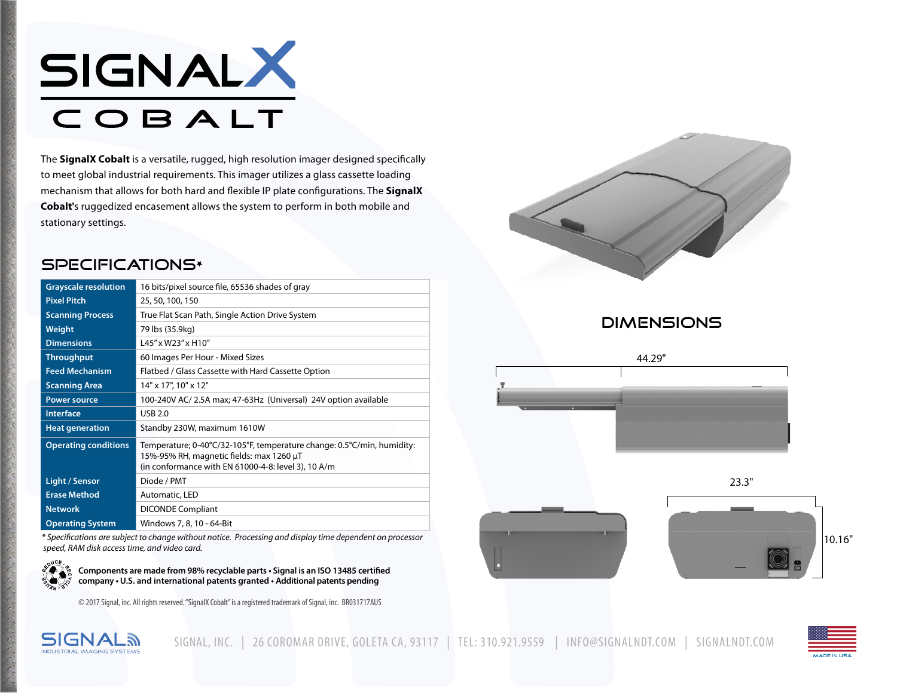# SIGNALX COBALT

The **SignalX Cobalt** is a versatile, rugged, high resolution imager designed specifically to meet global industrial requirements. This imager utilizes a glass cassette loading mechanism that allows for both hard and flexible IP plate configurations. The **SignalX Cobalt**'s ruggedized encasement allows the system to perform in both mobile and stationary settings.

## SPECIFICATIONS*

| | |
|---|---|
| **Grayscale resolution** | 16 bits/pixel source file, 65536 shades of gray |
| **Pixel Pitch** | 25, 50, 100, 150 |
| **Scanning Process** | True Flat Scan Path, Single Action Drive System |
| **Weight** | 79 lbs (35.9kg) |
| **Dimensions** | L45" x W23" x H10" |
| **Throughput** | 60 Images Per Hour - Mixed Sizes |
| **Feed Mechanism** | Flatbed / Glass Cassette with Hard Cassette Option |
| **Scanning Area** | 14" x 17", 10" x 12" |
| **Power source** | 100-240V AC/ 2.5A max; 47-63Hz (Universal) 24V option available |
| **Interface** | USB 2.0 |
| **Heat generation** | Standby 230W, maximum 1610W |
| **Operating conditions** | Temperature; 0-40°C/32-105°F, temperature change: 0.5°C/min, humidity: 15%-95% RH, magnetic fields: max 1260 µT (in conformance with EN 61000-4-8: level 3), 10 A/m |
| **Light / Sensor** | Diode / PMT |
| **Erase Method** | Automatic, LED |
| **Network** | DICONDE Compliant |
| **Operating System** | Windows 7, 8, 10 - 64-Bit |

*\* Specifications are subject to change without notice. Processing and display time dependent on processor speed, RAM disk access time, and video card.*

**Components are made from 98% recyclable parts • Signal is an ISO 13485 certified company • U.S. and international patents granted • Additional patents pending**

© 2017 Signal, inc. All rights reserved. "SignalX Cobalt" is a registered trademark of Signal, inc. BR031717AUS

## DIMENSIONS

44.29"

23.3"

10.16"

SIGNAL INDUSTRIAL IMAGING SYSTEMS

SIGNAL, INC. | 26 COROMAR DRIVE, GOLETA CA, 93117 | TEL: 310.921.9559 | INFO@SIGNALNDT.COM | SIGNALNDT.COM

MADE IN USA